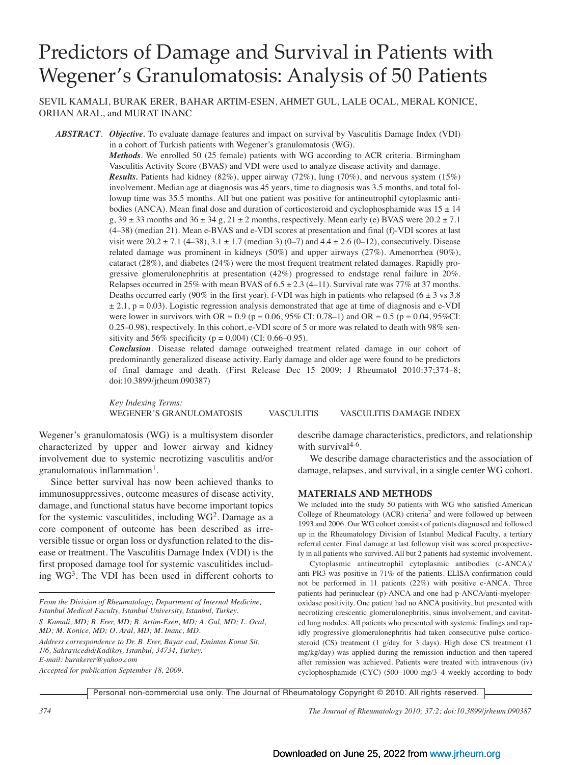# Predictors of Damage and Survival in Patients with Wegener's Granulomatosis: Analysis of 50 Patients

SEVIL KAMALI, BURAK ERER, BAHAR ARTIM-ESEN, AHMET GUL, LALE OCAL, MERAL KONICE, ORHAN ARAL, and MURAT INANC

***ABSTRACT***. ***Objective.*** To evaluate damage features and impact on survival by Vasculitis Damage Index (VDI) in a cohort of Turkish patients with Wegener's granulomatosis (WG).

***Methods.*** We enrolled 50 (25 female) patients with WG according to ACR criteria. Birmingham Vasculitis Activity Score (BVAS) and VDI were used to analyze disease activity and damage.

***Results.*** Patients had kidney (82%), upper airway (72%), lung (70%), and nervous system (15%) involvement. Median age at diagnosis was 45 years, time to diagnosis was 3.5 months, and total followup time was 35.5 months. All but one patient was positive for antineutrophil cytoplasmic antibodies (ANCA). Mean final dose and duration of corticosteroid and cyclophosphamide was 15 ± 14 g, 39 ± 33 months and 36 ± 34 g, 21 ± 2 months, respectively. Mean early (e) BVAS were 20.2 ± 7.1 (4–38) (median 21). Mean e-BVAS and e-VDI scores at presentation and final (f)-VDI scores at last visit were 20.2 ± 7.1 (4–38), 3.1 ± 1.7 (median 3) (0–7) and 4.4 ± 2.6 (0–12), consecutively. Disease related damage was prominent in kidneys (50%) and upper airways (27%). Amenorrhea (90%), cataract (28%), and diabetes (24%) were the most frequent treatment related damages. Rapidly progressive glomerulonephritis at presentation (42%) progressed to endstage renal failure in 20%. Relapses occurred in 25% with mean BVAS of 6.5 ± 2.3 (4–11). Survival rate was 77% at 37 months. Deaths occurred early (90% in the first year). f-VDI was high in patients who relapsed (6 ± 3 vs 3.8 ± 2.1, p = 0.03). Logistic regression analysis demonstrated that age at time of diagnosis and e-VDI were lower in survivors with OR = 0.9 (p = 0.06, 95% CI: 0.78–1) and OR = 0.5 (p = 0.04, 95%CI: 0.25–0.98), respectively. In this cohort, e-VDI score of 5 or more was related to death with 98% sensitivity and 56% specificity (p = 0.004) (CI: 0.66–0.95).

***Conclusion***. Disease related damage outweighed treatment related damage in our cohort of predominantly generalized disease activity. Early damage and older age were found to be predictors of final damage and death. (First Release Dec 15 2009; J Rheumatol 2010:37;374–8; doi:10.3899/jrheum.090387)

*Key Indexing Terms:*
WEGENER'S GRANULOMATOSIS VASCULITIS VASCULITIS DAMAGE INDEX

Wegener's granulomatosis (WG) is a multisystem disorder characterized by upper and lower airway and kidney involvement due to systemic necrotizing vasculitis and/or granulomatous inflammation[1].

Since better survival has now been achieved thanks to immunosuppressives, outcome measures of disease activity, damage, and functional status have become important topics for the systemic vasculitides, including WG[2]. Damage as a core component of outcome has been described as irreversible tissue or organ loss or dysfunction related to the disease or treatment. The Vasculitis Damage Index (VDI) is the first proposed damage tool for systemic vasculitides including WG[3]. The VDI has been used in different cohorts to describe damage characteristics, predictors, and relationship with survival[4-6].

We describe damage characteristics and the association of damage, relapses, and survival, in a single center WG cohort.

*From the Division of Rheumatology, Department of Internal Medicine, Istanbul Medical Faculty, Istanbul University, Istanbul, Turkey.*

*S. Kamali, MD; B. Erer, MD; B. Artim-Esen, MD; A. Gul, MD; L. Ocal, MD; M. Konice, MD; O. Aral, MD; M. Inanc, MD.*

*Address correspondence to Dr. B. Erer, Bayar cad, Emintas Konut Sit, 1/6, Sahrayicedid/Kadikoy, Istanbul, 34734, Turkey. E-mail: burakerer@yahoo.com*

*Accepted for publication September 18, 2009.*

## MATERIALS AND METHODS

We included into the study 50 patients with WG who satisfied American College of Rheumatology (ACR) criteria[7] and were followed up between 1993 and 2006. Our WG cohort consists of patients diagnosed and followed up in the Rheumatology Division of Istanbul Medical Faculty, a tertiary referral center. Final damage at last followup visit was scored prospectively in all patients who survived. All but 2 patients had systemic involvement.

Cytoplasmic antineutrophil cytoplasmic antibodies (c-ANCA)/anti-PR3 was positive in 71% of the patients. ELISA confirmation could not be performed in 11 patients (22%) with positive c-ANCA. Three patients had perinuclear (p)-ANCA and one had p-ANCA/anti-myeloperoxidase positivity. One patient had no ANCA positivity, but presented with necrotizing crescentic glomerulonephritis, sinus involvement, and cavitated lung nodules. All patients who presented with systemic findings and rapidly progressive glomerulonephritis had taken consecutive pulse corticosteroid (CS) treatment (1 g/day for 3 days). High dose CS treatment (1 mg/kg/day) was applied during the remission induction and then tapered after remission was achieved. Patients were treated with intravenous (iv) cyclophosphamide (CYC) (500–1000 mg/3–4 weekly according to body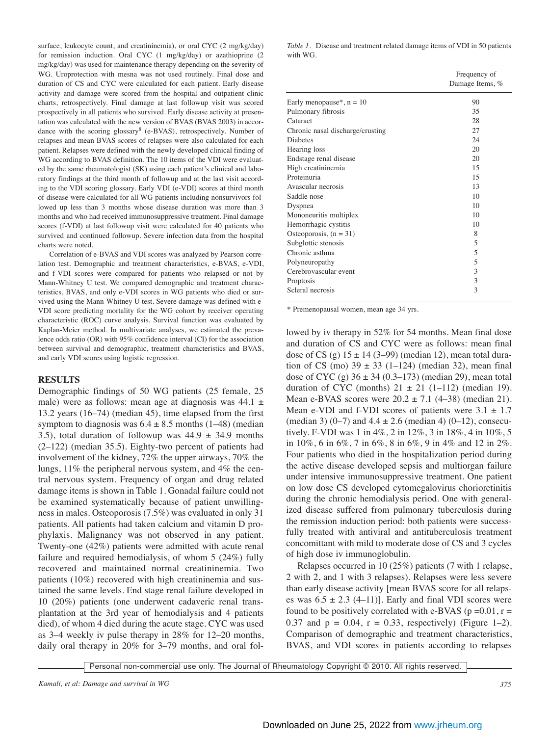surface, leukocyte count, and creatininemia), or oral CYC (2 mg/kg/day) for remission induction. Oral CYC (1 mg/kg/day) or azathioprine (2 mg/kg/day) was used for maintenance therapy depending on the severity of WG. Uroprotection with mesna was not used routinely. Final dose and duration of CS and CYC were calculated for each patient. Early disease activity and damage were scored from the hospital and outpatient clinic charts, retrospectively. Final damage at last followup visit was scored prospectively in all patients who survived. Early disease activity at presentation was calculated with the new version of BVAS (BVAS 2003) in accordance with the scoring glossary[8] (e-BVAS), retrospectively. Number of relapses and mean BVAS scores of relapses were also calculated for each patient. Relapses were defined with the newly developed clinical finding of WG according to BVAS definition. The 10 items of the VDI were evaluated by the same rheumatologist (SK) using each patient's clinical and laboratory findings at the third month of followup and at the last visit according to the VDI scoring glossary. Early VDI (e-VDI) scores at third month of disease were calculated for all WG patients including nonsurvivors followed up less than 3 months whose disease duration was more than 3 months and who had received immunosuppressive treatment. Final damage scores (f-VDI) at last followup visit were calculated for 40 patients who survived and continued followup. Severe infection data from the hospital charts were noted.

Correlation of e-BVAS and VDI scores was analyzed by Pearson correlation test. Demographic and treatment characteristics, e-BVAS, e-VDI, and f-VDI scores were compared for patients who relapsed or not by Mann-Whitney U test. We compared demographic and treatment characteristics, BVAS, and only e-VDI scores in WG patients who died or survived using the Mann-Whitney U test. Severe damage was defined with e-VDI score predicting mortality for the WG cohort by receiver operating characteristic (ROC) curve analysis. Survival function was evaluated by Kaplan-Meier method. In multivariate analyses, we estimated the prevalence odds ratio (OR) with 95% confidence interval (CI) for the association between survival and demographic, treatment characteristics and BVAS, and early VDI scores using logistic regression.

## RESULTS

Demographic findings of 50 WG patients (25 female, 25 male) were as follows: mean age at diagnosis was 44.1 ± 13.2 years (16–74) (median 45), time elapsed from the first symptom to diagnosis was 6.4 ± 8.5 months (1–48) (median 3.5), total duration of followup was 44.9 ± 34.9 months (2–122) (median 35.5). Eighty-two percent of patients had involvement of the kidney, 72% the upper airways, 70% the lungs, 11% the peripheral nervous system, and 4% the central nervous system. Frequency of organ and drug related damage items is shown in Table 1. Gonadal failure could not be examined systematically because of patient unwillingness in males. Osteoporosis (7.5%) was evaluated in only 31 patients. All patients had taken calcium and vitamin D prophylaxis. Malignancy was not observed in any patient. Twenty-one (42%) patients were admitted with acute renal failure and required hemodialysis, of whom 5 (24%) fully recovered and maintained normal creatininemia. Two patients (10%) recovered with high creatininemia and sustained the same levels. End stage renal failure developed in 10 (20%) patients (one underwent cadaveric renal transplantation at the 3rd year of hemodialysis and 4 patients died), of whom 4 died during the acute stage. CYC was used as 3–4 weekly iv pulse therapy in 28% for 12–20 months, daily oral therapy in 20% for 3–79 months, and oral followed by iv therapy in 52% for 54 months. Mean final dose and duration of CS and CYC were as follows: mean final dose of CS (g) 15 ± 14 (3–99) (median 12), mean total duration of CS (mo) 39 ± 33 (1–124) (median 32), mean final dose of CYC (g) 36 ± 34 (0.3–173) (median 29), mean total duration of CYC (months) 21 ± 21 (1–112) (median 19). Mean e-BVAS scores were 20.2 ± 7.1 (4–38) (median 21). Mean e-VDI and f-VDI scores of patients were 3.1 ± 1.7 (median 3) (0–7) and 4.4 ± 2.6 (median 4) (0–12), consecutively. F-VDI was 1 in 4%, 2 in 12%, 3 in 18%, 4 in 10%, 5 in 10%, 6 in 6%, 7 in 6%, 8 in 6%, 9 in 4% and 12 in 2%. Four patients who died in the hospitalization period during the active disease developed sepsis and multiorgan failure under intensive immunosuppressive treatment. One patient on low dose CS developed cytomegalovirus chorioretinitis during the chronic hemodialysis period. One with generalized disease suffered from pulmonary tuberculosis during the remission induction period: both patients were successfully treated with antiviral and antituberculosis treatment concomittant with mild to moderate dose of CS and 3 cycles of high dose iv immunoglobulin.

Relapses occurred in 10 (25%) patients (7 with 1 relapse, 2 with 2, and 1 with 3 relapses). Relapses were less severe than early disease activity [mean BVAS score for all relapses was 6.5 ± 2.3 (4–11)]. Early and final VDI scores were found to be positively correlated with e-BVAS ($p = 0.01$, $r = 0.37$ and $p = 0.04$, $r = 0.33$, respectively) (Figure 1–2). Comparison of demographic and treatment characteristics, BVAS, and VDI scores in patients according to relapses

*Table 1.* Disease and treatment related damage items of VDI in 50 patients with WG.

| | Frequency of Damage Items, % |
|---|---|
| Early menopause*, n = 10 | 90 |
| Pulmonary fibrosis | 35 |
| Cataract | 28 |
| Chronic nasal discharge/crusting | 27 |
| Diabetes | 24 |
| Hearing loss | 20 |
| Endstage renal disease | 20 |
| High creatininemia | 15 |
| Proteinuria | 15 |
| Avascular necrosis | 13 |
| Saddle nose | 10 |
| Dyspnea | 10 |
| Mononeuritis multiplex | 10 |
| Hemorrhagic cystitis | 10 |
| Osteoporosis, (n = 31) | 8 |
| Subglottic stenosis | 5 |
| Chronic asthma | 5 |
| Polyneuropathy | 5 |
| Cerebrovascular event | 3 |
| Proptosis | 3 |
| Scleral necrosis | 3 |

\* Premenopausal women, mean age 34 yrs.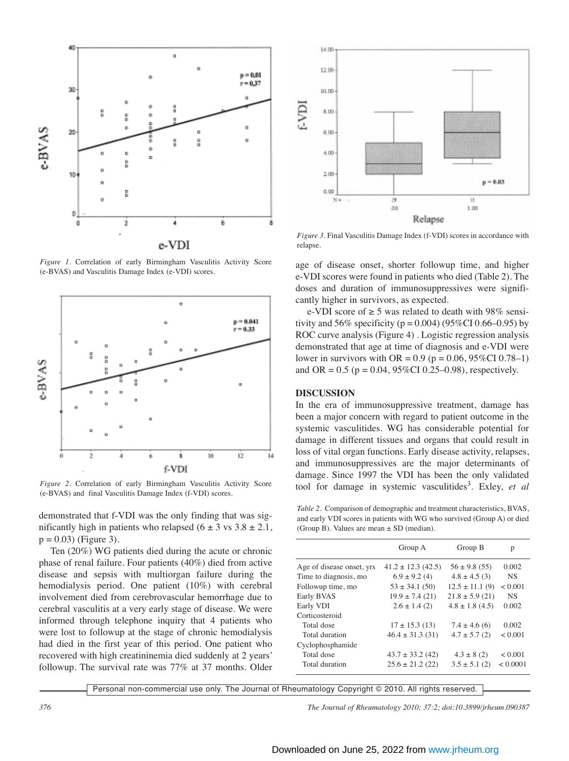*Figure 1.* Correlation of early Birmingham Vasculitis Activity Score (e-BVAS) and Vasculitis Damage Index (e-VDI) scores.

*Figure 2.* Correlation of early Birmingham Vasculitis Activity Score (e-BVAS) and final Vasculitis Damage Index (f-VDI) scores.

demonstrated that f-VDI was the only finding that was significantly high in patients who relapsed (6 ± 3 vs 3.8 ± 2.1, p = 0.03) (Figure 3).

Ten (20%) WG patients died during the acute or chronic phase of renal failure. Four patients (40%) died from active disease and sepsis with multiorgan failure during the hemodialysis period. One patient (10%) with cerebral involvement died from cerebrovascular hemorrhage due to cerebral vasculitis at a very early stage of disease. We were informed through telephone inquiry that 4 patients who were lost to followup at the stage of chronic hemodialysis had died in the first year of this period. One patient who recovered with high creatininemia died suddenly at 2 years' followup. The survival rate was 77% at 37 months. Older

*Figure 3.* Final Vasculitis Damage Index (f-VDI) scores in accordance with relapse.

age of disease onset, shorter followup time, and higher e-VDI scores were found in patients who died (Table 2). The doses and duration of immunosuppressives were significantly higher in survivors, as expected.

e-VDI score of ≥ 5 was related to death with 98% sensitivity and 56% specificity (p = 0.004) (95%CI 0.66–0.95) by ROC curve analysis (Figure 4). Logistic regression analysis demonstrated that age at time of diagnosis and e-VDI were lower in survivors with OR = 0.9 (p = 0.06, 95%CI 0.78–1) and OR = 0.5 (p = 0.04, 95%CI 0.25–0.98), respectively.

## DISCUSSION

In the era of immunosuppressive treatment, damage has been a major concern with regard to patient outcome in the systemic vasculitides. WG has considerable potential for damage in different tissues and organs that could result in loss of vital organ functions. Early disease activity, relapses, and immunosuppressives are the major determinants of damage. Since 1997 the VDI has been the only validated tool for damage in systemic vasculitides[3]. Exley, *et al*

*Table 2.* Comparison of demographic and treatment characteristics, BVAS, and early VDI scores in patients with WG who survived (Group A) or died (Group B). Values are mean ± SD (median).

| | Group A | Group B | p |
|---|---|---|---|
| Age of disease onset, yrs | 41.2 ± 12.3 (42.5) | 56 ± 9.8 (55) | 0.002 |
| Time to diagnosis, mo | 6.9 ± 9.2 (4) | 4.8 ± 4.5 (3) | NS |
| Followup time, mo | 53 ± 34.1 (50) | 12.5 ± 11.1 (9) | < 0.001 |
| Early BVAS | 19.9 ± 7.4 (21) | 21.8 ± 5.9 (21) | NS |
| Early VDI | 2.6 ± 1.4 (2) | 4.8 ± 1.8 (4.5) | 0.002 |
| Corticosteroid | | | |
| Total dose | 17 ± 15.3 (13) | 7.4 ± 4.6 (6) | 0.002 |
| Total duration | 46.4 ± 31.3 (31) | 4.7 ± 5.7 (2) | < 0.001 |
| Cyclophosphamide | | | |
| Total dose | 43.7 ± 33.2 (42) | 4.3 ± 8 (2) | < 0.001 |
| Total duration | 25.6 ± 21.2 (22) | 3.5 ± 5.1 (2) | < 0.0001 |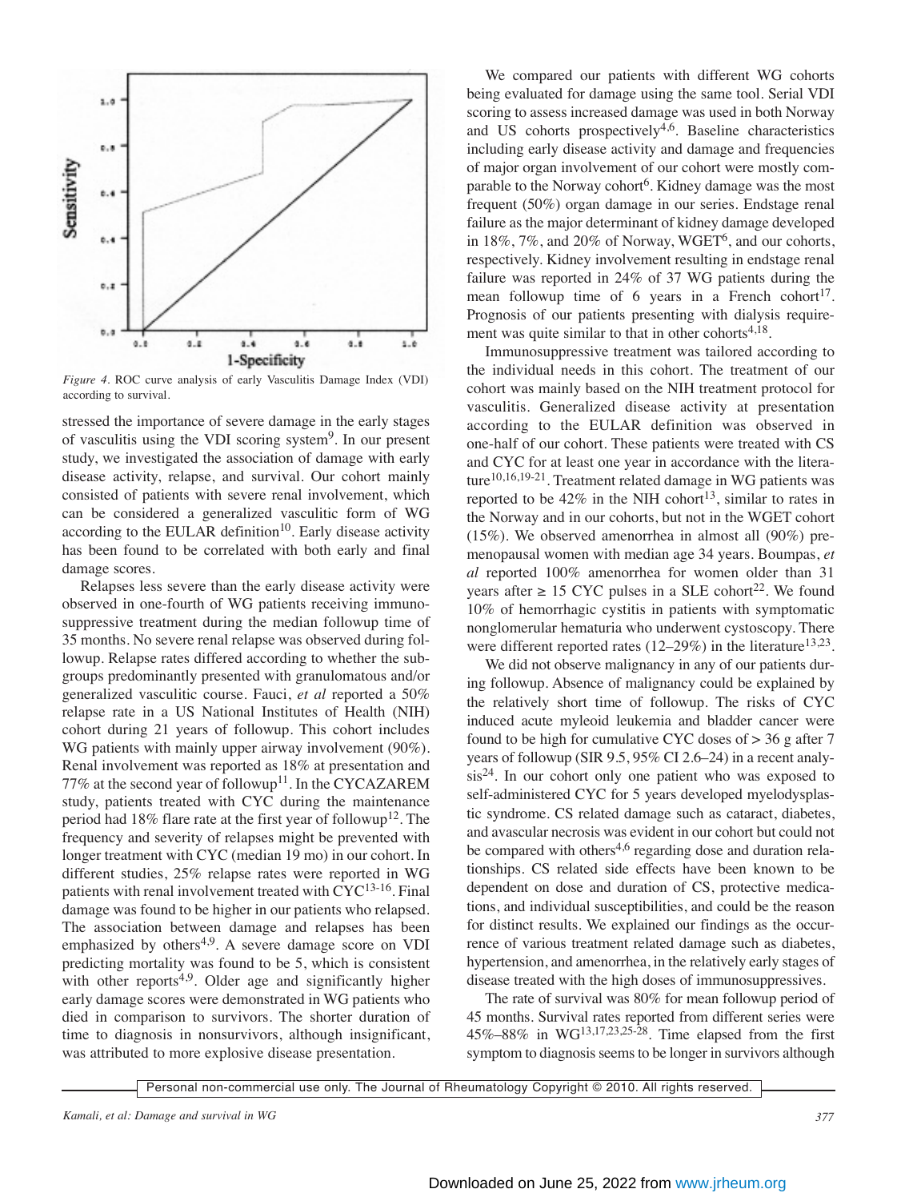Figure 4. ROC curve analysis of early Vasculitis Damage Index (VDI) according to survival.

stressed the importance of severe damage in the early stages of vasculitis using the VDI scoring system[9]. In our present study, we investigated the association of damage with early disease activity, relapse, and survival. Our cohort mainly consisted of patients with severe renal involvement, which can be considered a generalized vasculitic form of WG according to the EULAR definition[10]. Early disease activity has been found to be correlated with both early and final damage scores.

Relapses less severe than the early disease activity were observed in one-fourth of WG patients receiving immunosuppressive treatment during the median followup time of 35 months. No severe renal relapse was observed during followup. Relapse rates differed according to whether the subgroups predominantly presented with granulomatous and/or generalized vasculitic course. Fauci, *et al* reported a 50% relapse rate in a US National Institutes of Health (NIH) cohort during 21 years of followup. This cohort includes WG patients with mainly upper airway involvement (90%). Renal involvement was reported as 18% at presentation and 77% at the second year of followup[11]. In the CYCAZAREM study, patients treated with CYC during the maintenance period had 18% flare rate at the first year of followup[12]. The frequency and severity of relapses might be prevented with longer treatment with CYC (median 19 mo) in our cohort. In different studies, 25% relapse rates were reported in WG patients with renal involvement treated with CYC[13-16]. Final damage was found to be higher in our patients who relapsed. The association between damage and relapses has been emphasized by others[4,9]. A severe damage score on VDI predicting mortality was found to be 5, which is consistent with other reports[4,9]. Older age and significantly higher early damage scores were demonstrated in WG patients who died in comparison to survivors. The shorter duration of time to diagnosis in nonsurvivors, although insignificant, was attributed to more explosive disease presentation.

We compared our patients with different WG cohorts being evaluated for damage using the same tool. Serial VDI scoring to assess increased damage was used in both Norway and US cohorts prospectively[4,6]. Baseline characteristics including early disease activity and damage and frequencies of major organ involvement of our cohort were mostly comparable to the Norway cohort[6]. Kidney damage was the most frequent (50%) organ damage in our series. Endstage renal failure as the major determinant of kidney damage developed in 18%, 7%, and 20% of Norway, WGET[6], and our cohorts, respectively. Kidney involvement resulting in endstage renal failure was reported in 24% of 37 WG patients during the mean followup time of 6 years in a French cohort[17]. Prognosis of our patients presenting with dialysis requirement was quite similar to that in other cohorts[4,18].

Immunosuppressive treatment was tailored according to the individual needs in this cohort. The treatment of our cohort was mainly based on the NIH treatment protocol for vasculitis. Generalized disease activity at presentation according to the EULAR definition was observed in one-half of our cohort. These patients were treated with CS and CYC for at least one year in accordance with the literature[10,16,19-21]. Treatment related damage in WG patients was reported to be 42% in the NIH cohort[13], similar to rates in the Norway and in our cohorts, but not in the WGET cohort (15%). We observed amenorrhea in almost all (90%) premenopausal women with median age 34 years. Boumpas, *et al* reported 100% amenorrhea for women older than 31 years after ≥ 15 CYC pulses in a SLE cohort[22]. We found 10% of hemorrhagic cystitis in patients with symptomatic nonglomerular hematuria who underwent cystoscopy. There were different reported rates (12–29%) in the literature[13,23].

We did not observe malignancy in any of our patients during followup. Absence of malignancy could be explained by the relatively short time of followup. The risks of CYC induced acute myeloid leukemia and bladder cancer were found to be high for cumulative CYC doses of > 36 g after 7 years of followup (SIR 9.5, 95% CI 2.6–24) in a recent analysis[24]. In our cohort only one patient who was exposed to self-administered CYC for 5 years developed myelodysplastic syndrome. CS related damage such as cataract, diabetes, and avascular necrosis was evident in our cohort but could not be compared with others[4,6] regarding dose and duration relationships. CS related side effects have been known to be dependent on dose and duration of CS, protective medications, and individual susceptibilities, and could be the reason for distinct results. We explained our findings as the occurrence of various treatment related damage such as diabetes, hypertension, and amenorrhea, in the relatively early stages of disease treated with the high doses of immunosuppressives.

The rate of survival was 80% for mean followup period of 45 months. Survival rates reported from different series were 45%–88% in WG[13,17,23,25-28]. Time elapsed from the first symptom to diagnosis seems to be longer in survivors although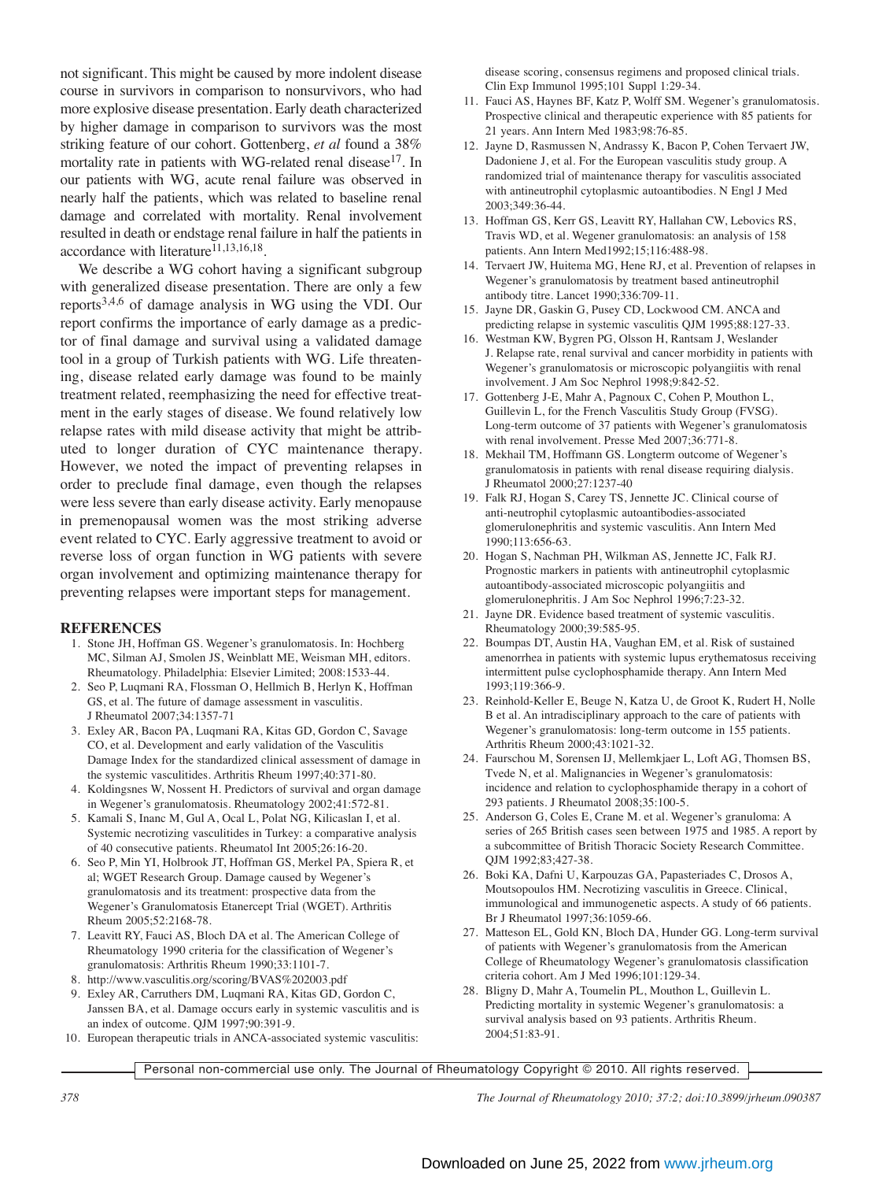not significant. This might be caused by more indolent disease course in survivors in comparison to nonsurvivors, who had more explosive disease presentation. Early death characterized by higher damage in comparison to survivors was the most striking feature of our cohort. Gottenberg, *et al* found a 38% mortality rate in patients with WG-related renal disease[17]. In our patients with WG, acute renal failure was observed in nearly half the patients, which was related to baseline renal damage and correlated with mortality. Renal involvement resulted in death or endstage renal failure in half the patients in accordance with literature[11,13,16,18].

We describe a WG cohort having a significant subgroup with generalized disease presentation. There are only a few reports[3,4,6] of damage analysis in WG using the VDI. Our report confirms the importance of early damage as a predictor of final damage and survival using a validated damage tool in a group of Turkish patients with WG. Life threatening, disease related early damage was found to be mainly treatment related, reemphasizing the need for effective treatment in the early stages of disease. We found relatively low relapse rates with mild disease activity that might be attributed to longer duration of CYC maintenance therapy. However, we noted the impact of preventing relapses in order to preclude final damage, even though the relapses were less severe than early disease activity. Early menopause in premenopausal women was the most striking adverse event related to CYC. Early aggressive treatment to avoid or reverse loss of organ function in WG patients with severe organ involvement and optimizing maintenance therapy for preventing relapses were important steps for management.

## REFERENCES

1. Stone JH, Hoffman GS. Wegener's granulomatosis. In: Hochberg MC, Silman AJ, Smolen JS, Weinblatt ME, Weisman MH, editors. Rheumatology. Philadelphia: Elsevier Limited; 2008:1533-44.
2. Seo P, Luqmani RA, Flossman O, Hellmich B, Herlyn K, Hoffman GS, et al. The future of damage assessment in vasculitis. J Rheumatol 2007;34:1357-71
3. Exley AR, Bacon PA, Luqmani RA, Kitas GD, Gordon C, Savage CO, et al. Development and early validation of the Vasculitis Damage Index for the standardized clinical assessment of damage in the systemic vasculitides. Arthritis Rheum 1997;40:371-80.
4. Koldingsnes W, Nossent H. Predictors of survival and organ damage in Wegener's granulomatosis. Rheumatology 2002;41:572-81.
5. Kamali S, Inanc M, Gul A, Ocal L, Polat NG, Kilicaslan I, et al. Systemic necrotizing vasculitides in Turkey: a comparative analysis of 40 consecutive patients. Rheumatol Int 2005;26:16-20.
6. Seo P, Min YI, Holbrook JT, Hoffman GS, Merkel PA, Spiera R, et al; WGET Research Group. Damage caused by Wegener's granulomatosis and its treatment: prospective data from the Wegener's Granulomatosis Etanercept Trial (WGET). Arthritis Rheum 2005;52:2168-78.
7. Leavitt RY, Fauci AS, Bloch DA et al. The American College of Rheumatology 1990 criteria for the classification of Wegener's granulomatosis: Arthritis Rheum 1990;33:1101-7.
8. http://www.vasculitis.org/scoring/BVAS%202003.pdf
9. Exley AR, Carruthers DM, Luqmani RA, Kitas GD, Gordon C, Janssen BA, et al. Damage occurs early in systemic vasculitis and is an index of outcome. QJM 1997;90:391-9.
10. European therapeutic trials in ANCA-associated systemic vasculitis: disease scoring, consensus regimens and proposed clinical trials. Clin Exp Immunol 1995;101 Suppl 1:29-34.
11. Fauci AS, Haynes BF, Katz P, Wolff SM. Wegener's granulomatosis. Prospective clinical and therapeutic experience with 85 patients for 21 years. Ann Intern Med 1983;98:76-85.
12. Jayne D, Rasmussen N, Andrassy K, Bacon P, Cohen Tervaert JW, Dadoniene J, et al. For the European vasculitis study group. A randomized trial of maintenance therapy for vasculitis associated with antineutrophil cytoplasmic autoantibodies. N Engl J Med 2003;349:36-44.
13. Hoffman GS, Kerr GS, Leavitt RY, Hallahan CW, Lebovics RS, Travis WD, et al. Wegener granulomatosis: an analysis of 158 patients. Ann Intern Med1992;15;116:488-98.
14. Tervaert JW, Huitema MG, Hene RJ, et al. Prevention of relapses in Wegener's granulomatosis by treatment based antineutrophil antibody titre. Lancet 1990;336:709-11.
15. Jayne DR, Gaskin G, Pusey CD, Lockwood CM. ANCA and predicting relapse in systemic vasculitis QJM 1995;88:127-33.
16. Westman KW, Bygren PG, Olsson H, Rantsam J, Weslander J. Relapse rate, renal survival and cancer morbidity in patients with Wegener's granulomatosis or microscopic polyangiitis with renal involvement. J Am Soc Nephrol 1998;9:842-52.
17. Gottenberg J-E, Mahr A, Pagnoux C, Cohen P, Mouthon L, Guillevin L, for the French Vasculitis Study Group (FVSG). Long-term outcome of 37 patients with Wegener's granulomatosis with renal involvement. Presse Med 2007;36:771-8.
18. Mekhail TM, Hoffmann GS. Longterm outcome of Wegener's granulomatosis in patients with renal disease requiring dialysis. J Rheumatol 2000;27:1237-40
19. Falk RJ, Hogan S, Carey TS, Jennette JC. Clinical course of anti-neutrophil cytoplasmic autoantibodies-associated glomerulonephritis and systemic vasculitis. Ann Intern Med 1990;113:656-63.
20. Hogan S, Nachman PH, Wilkman AS, Jennette JC, Falk RJ. Prognostic markers in patients with antineutrophil cytoplasmic autoantibody-associated microscopic polyangiitis and glomerulonephritis. J Am Soc Nephrol 1996;7:23-32.
21. Jayne DR. Evidence based treatment of systemic vasculitis. Rheumatology 2000;39:585-95.
22. Boumpas DT, Austin HA, Vaughan EM, et al. Risk of sustained amenorrhea in patients with systemic lupus erythematosus receiving intermittent pulse cyclophosphamide therapy. Ann Intern Med 1993;119:366-9.
23. Reinhold-Keller E, Beuge N, Katza U, de Groot K, Rudert H, Nolle B et al. An intradisciplinary approach to the care of patients with Wegener's granulomatosis: long-term outcome in 155 patients. Arthritis Rheum 2000;43:1021-32.
24. Faurschou M, Sorensen IJ, Mellemkjaer L, Loft AG, Thomsen BS, Tvede N, et al. Malignancies in Wegener's granulomatosis: incidence and relation to cyclophosphamide therapy in a cohort of 293 patients. J Rheumatol 2008;35:100-5.
25. Anderson G, Coles E, Crane M. et al. Wegener's granuloma: A series of 265 British cases seen between 1975 and 1985. A report by a subcommittee of British Thoracic Society Research Committee. QJM 1992;83;427-38.
26. Boki KA, Dafni U, Karpouzas GA, Papasteriades C, Drosos A, Moutsopoulos HM. Necrotizing vasculitis in Greece. Clinical, immunological and immunogenetic aspects. A study of 66 patients. Br J Rheumatol 1997;36:1059-66.
27. Matteson EL, Gold KN, Bloch DA, Hunder GG. Long-term survival of patients with Wegener's granulomatosis from the American College of Rheumatology Wegener's granulomatosis classification criteria cohort. Am J Med 1996;101:129-34.
28. Bligny D, Mahr A, Toumelin PL, Mouthon L, Guillevin L. Predicting mortality in systemic Wegener's granulomatosis: a survival analysis based on 93 patients. Arthritis Rheum. 2004;51:83-91.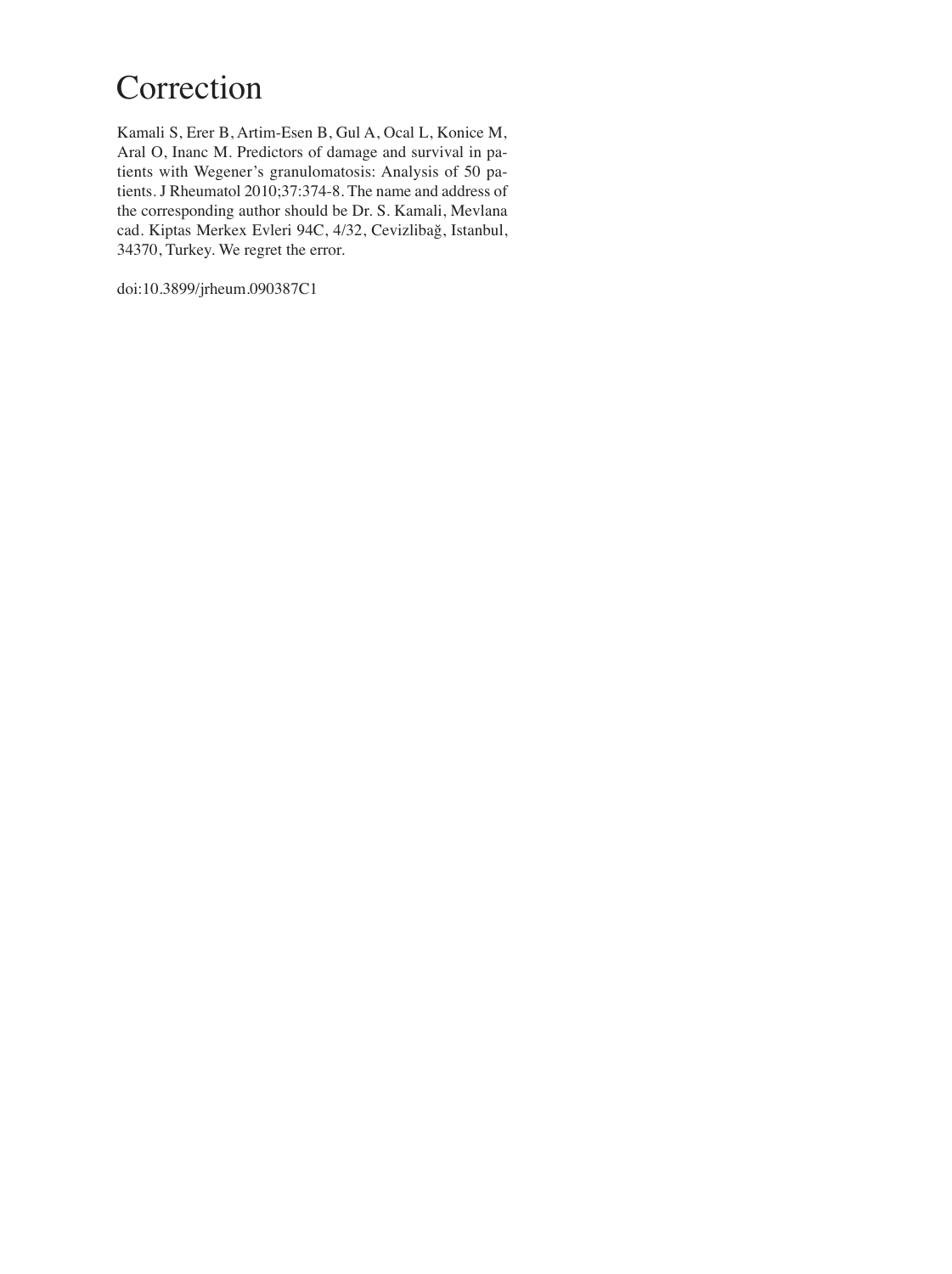# Correction

Kamali S, Erer B, Artim-Esen B, Gul A, Ocal L, Konice M, Aral O, Inanc M. Predictors of damage and survival in patients with Wegener's granulomatosis: Analysis of 50 patients. J Rheumatol 2010;37:374-8. The name and address of the corresponding author should be Dr. S. Kamali, Mevlana cad. Kiptas Merkex Evleri 94C, 4/32, Cevizlibağ, Istanbul, 34370, Turkey. We regret the error.

doi:10.3899/jrheum.090387C1